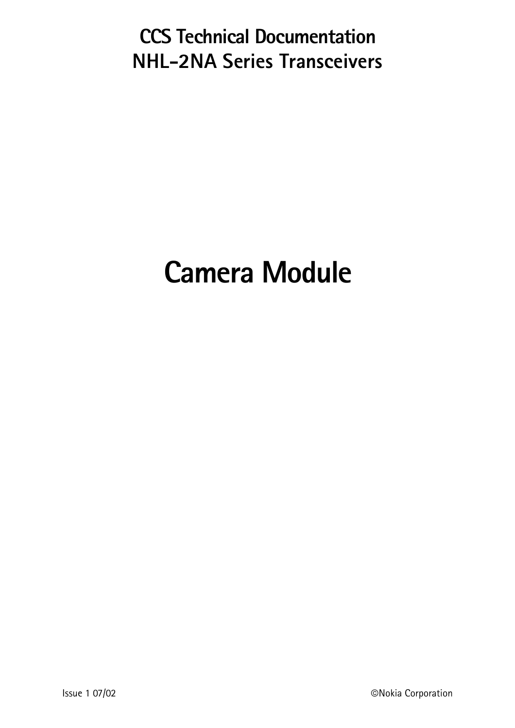CCS Technical Documentation
NHL-2NA Series Transceivers

# Camera Module

Issue 1 07/02 ©Nokia Corporation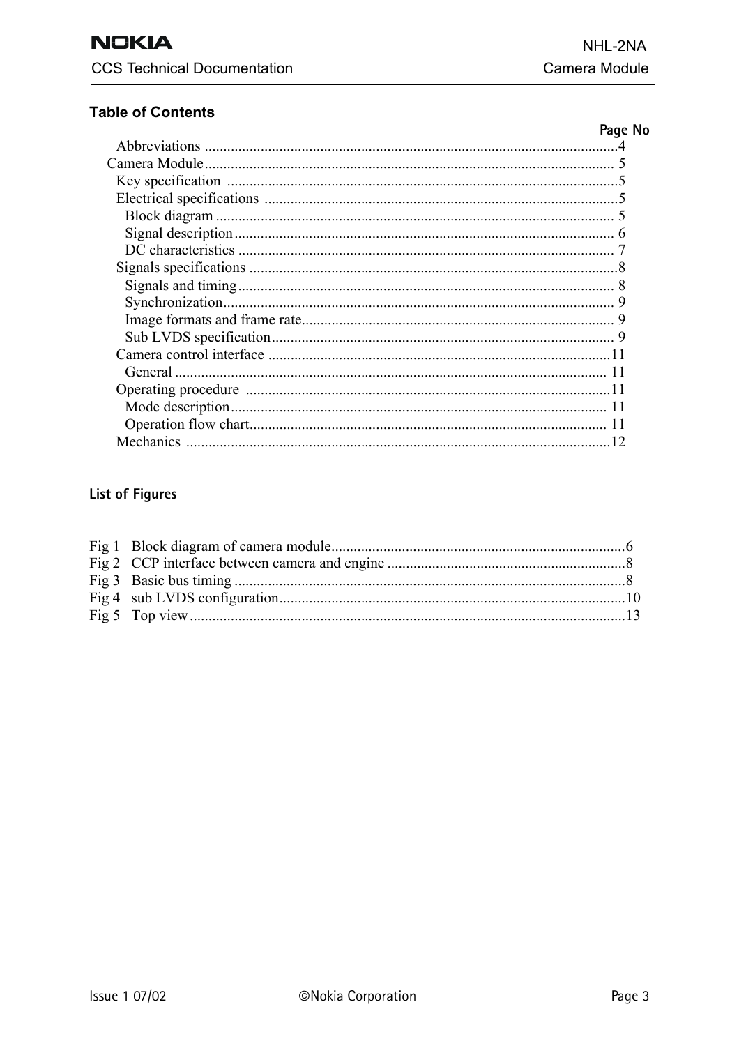### Table of Contents

| | Page No |
|---|---|
| Abbreviations | 4 |
| Camera Module | 5 |
| Key specification | 5 |
| Electrical specifications | 5 |
| Block diagram | 5 |
| Signal description | 6 |
| DC characteristics | 7 |
| Signals specifications | 8 |
| Signals and timing | 8 |
| Synchronization | 9 |
| Image formats and frame rate | 9 |
| Sub LVDS specification | 9 |
| Camera control interface | 11 |
| General | 11 |
| Operating procedure | 11 |
| Mode description | 11 |
| Operation flow chart | 11 |
| Mechanics | 12 |

### List of Figures

| | | |
|---|---|---|
| Fig 1 | Block diagram of camera module | 6 |
| Fig 2 | CCP interface between camera and engine | 8 |
| Fig 3 | Basic bus timing | 8 |
| Fig 4 | sub LVDS configuration | 10 |
| Fig 5 | Top view | 13 |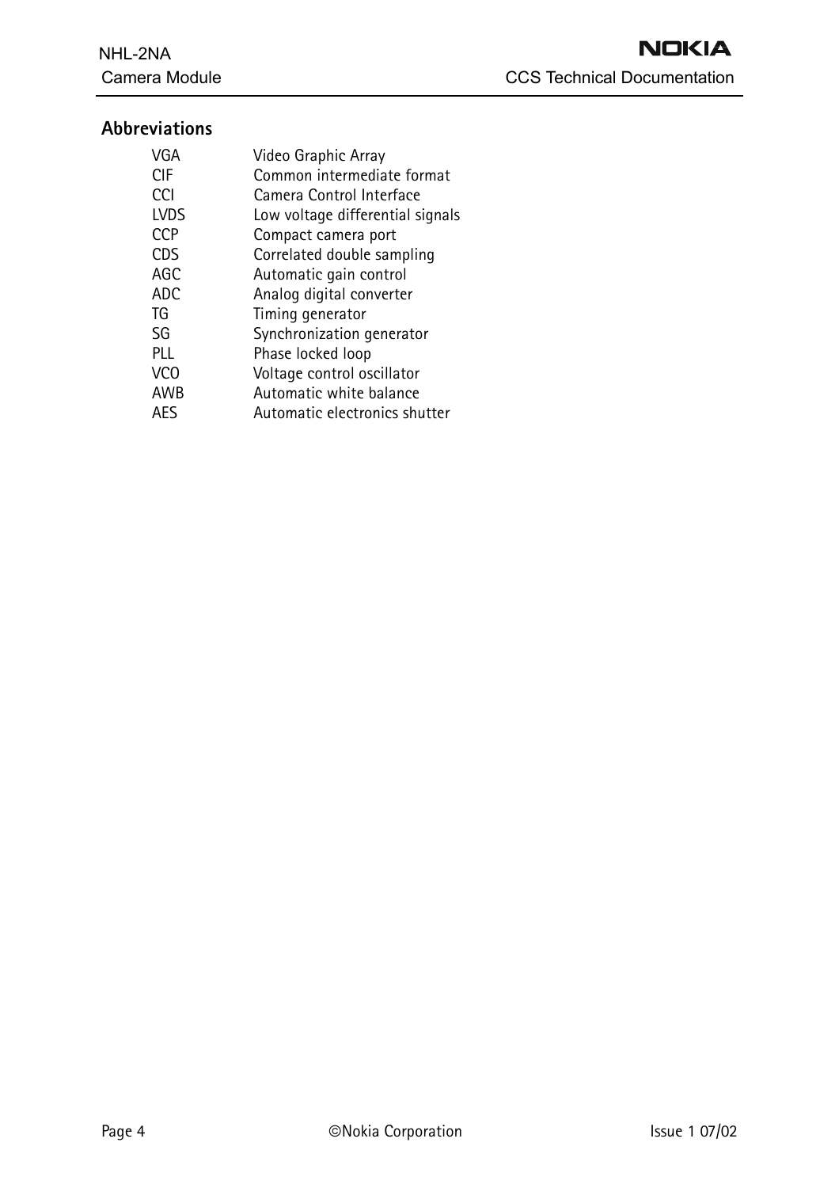## Abbreviations

| | |
|---|---|
| VGA | Video Graphic Array |
| CIF | Common intermediate format |
| CCI | Camera Control Interface |
| LVDS | Low voltage differential signals |
| CCP | Compact camera port |
| CDS | Correlated double sampling |
| AGC | Automatic gain control |
| ADC | Analog digital converter |
| TG | Timing generator |
| SG | Synchronization generator |
| PLL | Phase locked loop |
| VCO | Voltage control oscillator |
| AWB | Automatic white balance |
| AES | Automatic electronics shutter |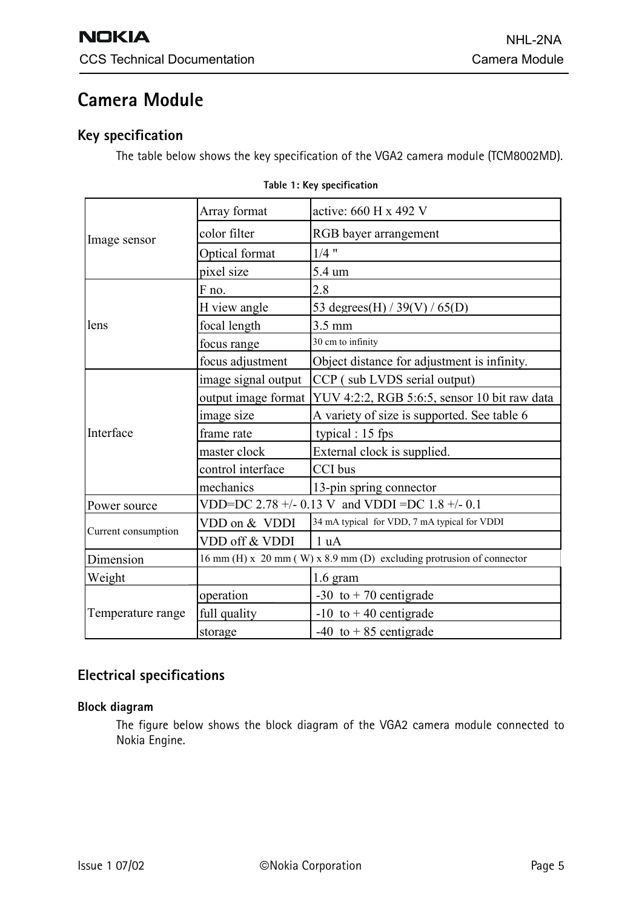# Camera Module

## Key specification

The table below shows the key specification of the VGA2 camera module (TCM8002MD).

**Table 1: Key specification**

| | | |
|---|---|---|
| Image sensor | Array format | active: 660 H x 492 V |
| | color filter | RGB bayer arrangement |
| | Optical format | 1/4 " |
| | pixel size | 5.4 um |
| lens | F no. | 2.8 |
| | H view angle | 53 degrees(H) / 39(V) / 65(D) |
| | focal length | 3.5 mm |
| | focus range | 30 cm to infinity |
| | focus adjustment | Object distance for adjustment is infinity. |
| Interface | image signal output | CCP ( sub LVDS serial output) |
| | output image format | YUV 4:2:2, RGB 5:6:5, sensor 10 bit raw data |
| | image size | A variety of size is supported. See table 6 |
| | frame rate | typical : 15 fps |
| | master clock | External clock is supplied. |
| | control interface | CCI bus |
| | mechanics | 13-pin spring connector |
| Power source | VDD=DC 2.78 +/- 0.13 V and VDDI =DC 1.8 +/- 0.1 | |
| Current consumption | VDD on & VDDI | 34 mA typical for VDD, 7 mA typical for VDDI |
| | VDD off & VDDI | 1 uA |
| Dimension | 16 mm (H) x 20 mm ( W) x 8.9 mm (D) excluding protrusion of connector | |
| Weight | | 1.6 gram |
| Temperature range | operation | -30 to + 70 centigrade |
| | full quality | -10 to + 40 centigrade |
| | storage | -40 to + 85 centigrade |

## Electrical specifications

### Block diagram

The figure below shows the block diagram of the VGA2 camera module connected to Nokia Engine.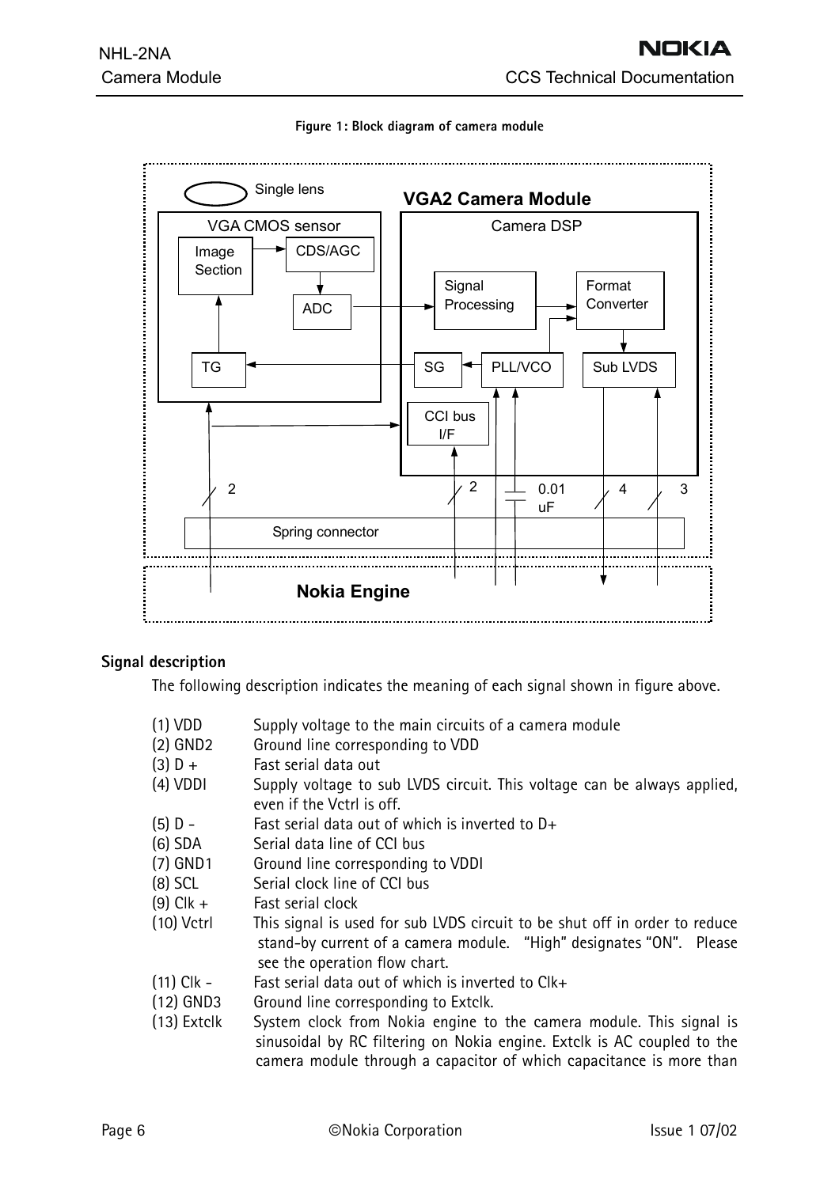**Figure 1: Block diagram of camera module**

## Signal description

The following description indicates the meaning of each signal shown in figure above.

- (1) VDD — Supply voltage to the main circuits of a camera module
- (2) GND2 — Ground line corresponding to VDD
- (3) D + — Fast serial data out
- (4) VDDI — Supply voltage to sub LVDS circuit. This voltage can be always applied, even if the Vctrl is off.
- (5) D - — Fast serial data out of which is inverted to D+
- (6) SDA — Serial data line of CCI bus
- (7) GND1 — Ground line corresponding to VDDI
- (8) SCL — Serial clock line of CCI bus
- (9) Clk + — Fast serial clock
- (10) Vctrl — This signal is used for sub LVDS circuit to be shut off in order to reduce stand-by current of a camera module. "High" designates "ON". Please see the operation flow chart.
- (11) Clk - — Fast serial data out of which is inverted to Clk+
- (12) GND3 — Ground line corresponding to Extclk.
- (13) Extclk — System clock from Nokia engine to the camera module. This signal is sinusoidal by RC filtering on Nokia engine. Extclk is AC coupled to the camera module through a capacitor of which capacitance is more than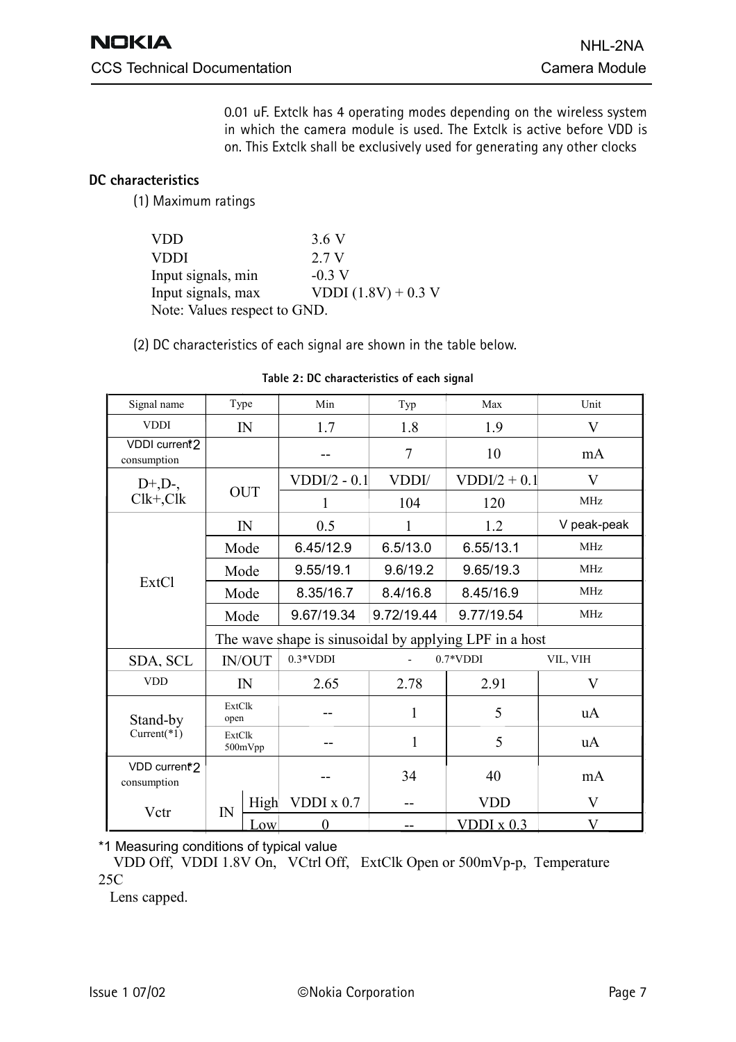0.01 uF. Extclk has 4 operating modes depending on the wireless system in which the camera module is used. The Extclk is active before VDD is on. This Extclk shall be exclusively used for generating any other clocks

### DC characteristics

(1) Maximum ratings

| | |
|---|---|
| VDD | 3.6 V |
| VDDI | 2.7 V |
| Input signals, min | -0.3 V |
| Input signals, max | VDDI (1.8V) + 0.3 V |

Note: Values respect to GND.

(2) DC characteristics of each signal are shown in the table below.

**Table 2: DC characteristics of each signal**

| Signal name | Type | | Min | Typ | Max | Unit |
|---|---|---|---|---|---|---|
| VDDI | IN | | 1.7 | 1.8 | 1.9 | V |
| VDDI current*2 consumption | | | -- | 7 | 10 | mA |
| D+,D-, Clk+,Clk | OUT | | VDDI/2 - 0.1 | VDDI/ | VDDI/2 + 0.1 | V |
| | | | 1 | 104 | 120 | MHz |
| ExtCl | IN | | 0.5 | 1 | 1.2 | V peak-peak |
| | Mode | | 6.45/12.9 | 6.5/13.0 | 6.55/13.1 | MHz |
| | Mode | | 9.55/19.1 | 9.6/19.2 | 9.65/19.3 | MHz |
| | Mode | | 8.35/16.7 | 8.4/16.8 | 8.45/16.9 | MHz |
| | Mode | | 9.67/19.34 | 9.72/19.44 | 9.77/19.54 | MHz |
| | The wave shape is sinusoidal by applying LPF in a host | | | | | |
| SDA, SCL | IN/OUT | | 0.3*VDDI | - | 0.7*VDDI | VIL, VIH |
| VDD | IN | | 2.65 | 2.78 | 2.91 | V |
| Stand-by Current(*1) | ExtClk open | | -- | 1 | 5 | uA |
| | ExtClk 500mVpp | | -- | 1 | 5 | uA |
| VDD current*2 consumption | | | -- | 34 | 40 | mA |
| Vctr | IN | High | VDDI x 0.7 | -- | VDD | V |
| | | Low | 0 | -- | VDDI x 0.3 | V |

*1 Measuring conditions of typical value

VDD Off, VDDI 1.8V On, VCtrl Off, ExtClk Open or 500mVp-p, Temperature 25C

Lens capped.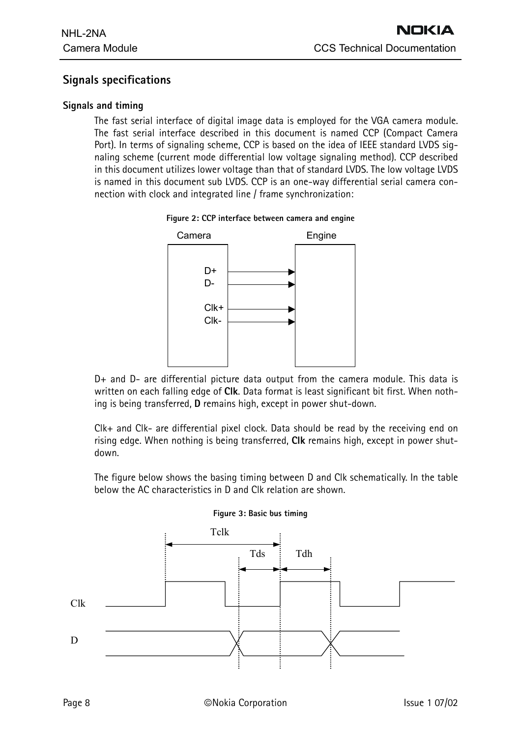## Signals specifications

### Signals and timing

The fast serial interface of digital image data is employed for the VGA camera module. The fast serial interface described in this document is named CCP (Compact Camera Port). In terms of signaling scheme, CCP is based on the idea of IEEE standard LVDS signaling scheme (current mode differential low voltage signaling method). CCP described in this document utilizes lower voltage than that of standard LVDS. The low voltage LVDS is named in this document sub LVDS. CCP is an one-way differential serial camera connection with clock and integrated line / frame synchronization:

**Figure 2: CCP interface between camera and engine**

D+ and D- are differential picture data output from the camera module. This data is written on each falling edge of **Clk**. Data format is least significant bit first. When nothing is being transferred, **D** remains high, except in power shut-down.

Clk+ and Clk- are differential pixel clock. Data should be read by the receiving end on rising edge. When nothing is being transferred, **Clk** remains high, except in power shutdown.

The figure below shows the basing timing between D and Clk schematically. In the table below the AC characteristics in D and Clk relation are shown.

**Figure 3: Basic bus timing**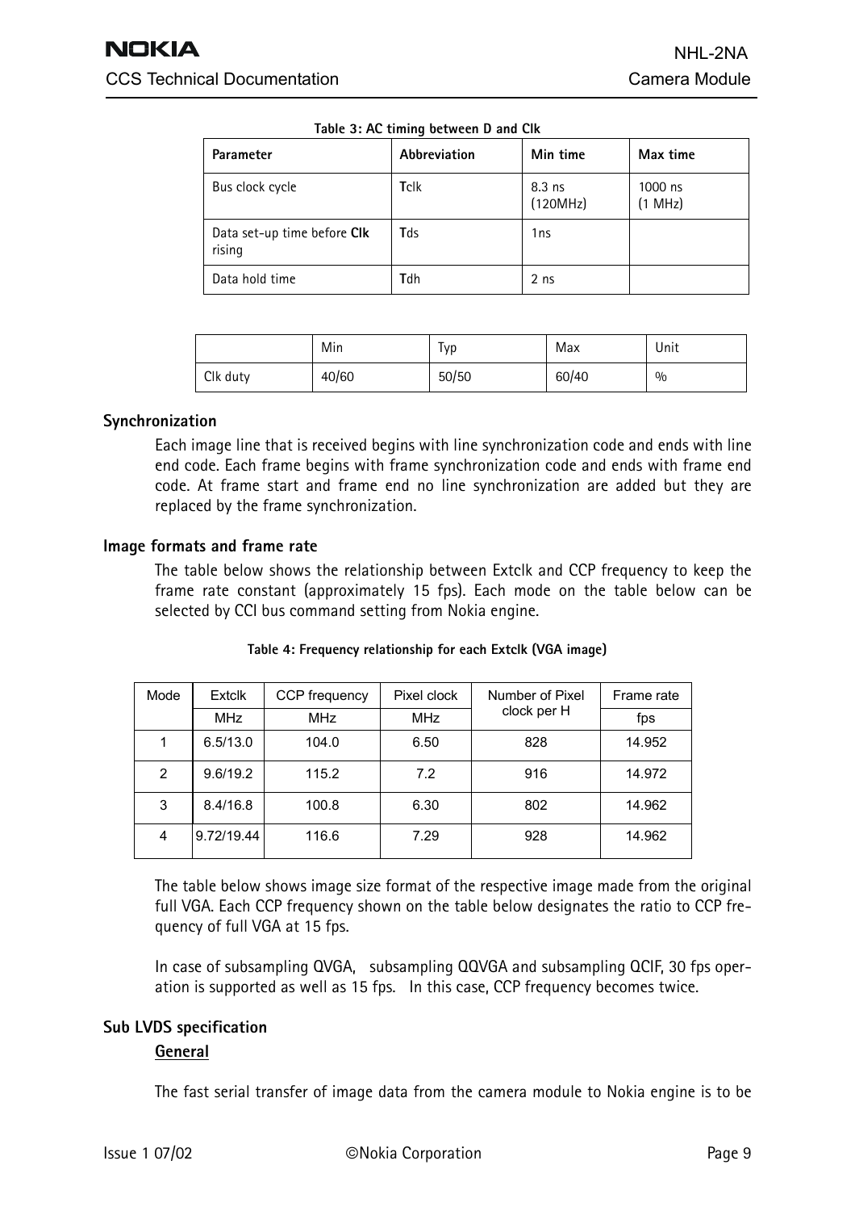**Table 3: AC timing between D and Clk**

| Parameter | Abbreviation | Min time | Max time |
|---|---|---|---|
| Bus clock cycle | **T**clk | 8.3 ns (120MHz) | 1000 ns (1 MHz) |
| Data set-up time before **Clk** rising | **T**ds | 1ns | |
| Data hold time | **T**dh | 2 ns | |

| | Min | Typ | Max | Unit |
|---|---|---|---|---|
| Clk duty | 40/60 | 50/50 | 60/40 | % |

### Synchronization

Each image line that is received begins with line synchronization code and ends with line end code. Each frame begins with frame synchronization code and ends with frame end code. At frame start and frame end no line synchronization are added but they are replaced by the frame synchronization.

### Image formats and frame rate

The table below shows the relationship between Extclk and CCP frequency to keep the frame rate constant (approximately 15 fps). Each mode on the table below can be selected by CCI bus command setting from Nokia engine.

**Table 4: Frequency relationship for each Extclk (VGA image)**

| Mode | Extclk | CCP frequency | Pixel clock | Number of Pixel clock per H | Frame rate |
|---|---|---|---|---|---|
| | MHz | MHz | MHz | | fps |
| 1 | 6.5/13.0 | 104.0 | 6.50 | 828 | 14.952 |
| 2 | 9.6/19.2 | 115.2 | 7.2 | 916 | 14.972 |
| 3 | 8.4/16.8 | 100.8 | 6.30 | 802 | 14.962 |
| 4 | 9.72/19.44 | 116.6 | 7.29 | 928 | 14.962 |

The table below shows image size format of the respective image made from the original full VGA. Each CCP frequency shown on the table below designates the ratio to CCP frequency of full VGA at 15 fps.

In case of subsampling QVGA, subsampling QQVGA and subsampling QCIF, 30 fps operation is supported as well as 15 fps. In this case, CCP frequency becomes twice.

### Sub LVDS specification

#### General

The fast serial transfer of image data from the camera module to Nokia engine is to be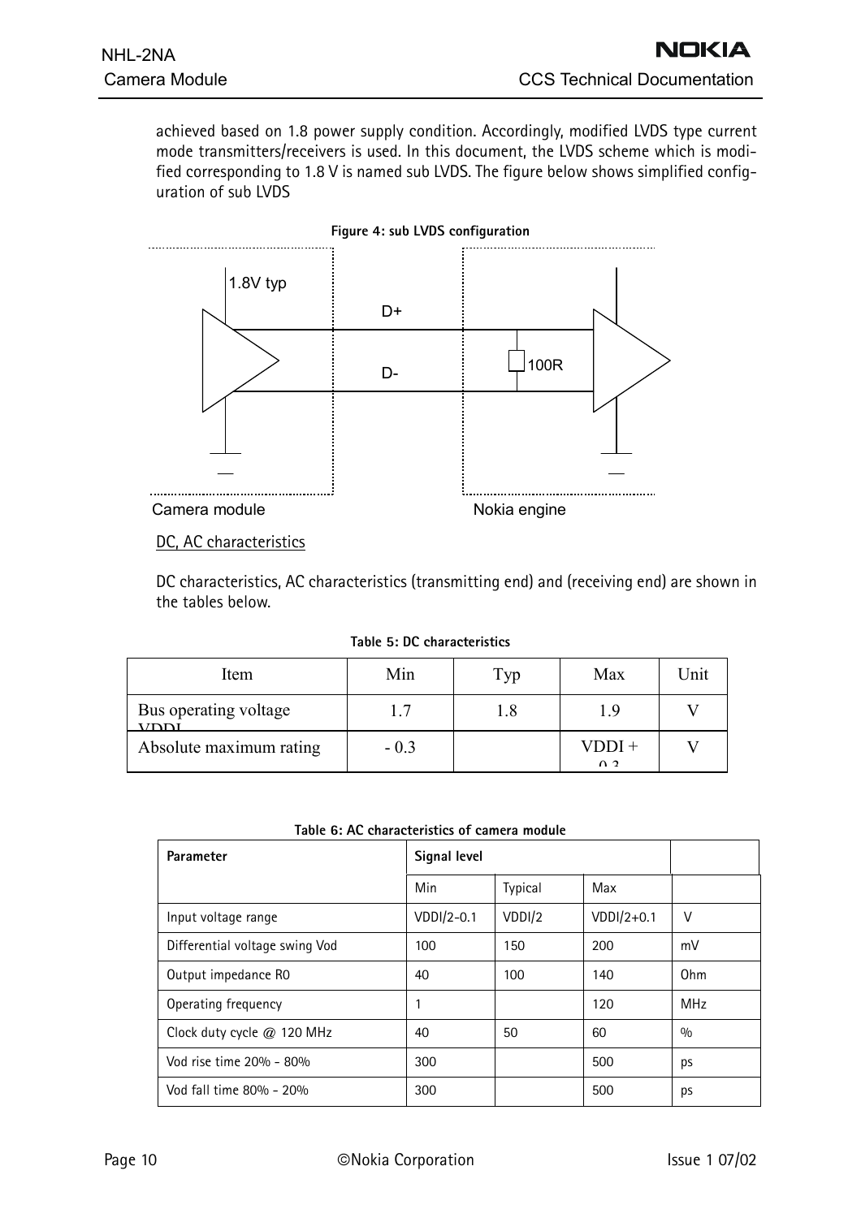achieved based on 1.8 power supply condition. Accordingly, modified LVDS type current mode transmitters/receivers is used. In this document, the LVDS scheme which is modified corresponding to 1.8 V is named sub LVDS. The figure below shows simplified configuration of sub LVDS

**Figure 4: sub LVDS configuration**

1.8V typ

D+

D-

100R

Camera module

Nokia engine

DC, AC characteristics

DC characteristics, AC characteristics (transmitting end) and (receiving end) are shown in the tables below.

**Table 5: DC characteristics**

| Item | Min | Typ | Max | Unit |
|---|---|---|---|---|
| Bus operating voltage VDDI | 1.7 | 1.8 | 1.9 | V |
| Absolute maximum rating | - 0.3 | | VDDI + 0.3 | V |

**Table 6: AC characteristics of camera module**

| Parameter | Signal level | | | |
|---|---|---|---|---|
| | Min | Typical | Max | |
| Input voltage range | VDDI/2-0.1 | VDDI/2 | VDDI/2+0.1 | V |
| Differential voltage swing Vod | 100 | 150 | 200 | mV |
| Output impedance R0 | 40 | 100 | 140 | Ohm |
| Operating frequency | 1 | | 120 | MHz |
| Clock duty cycle @ 120 MHz | 40 | 50 | 60 | % |
| Vod rise time 20% - 80% | 300 | | 500 | ps |
| Vod fall time 80% - 20% | 300 | | 500 | ps |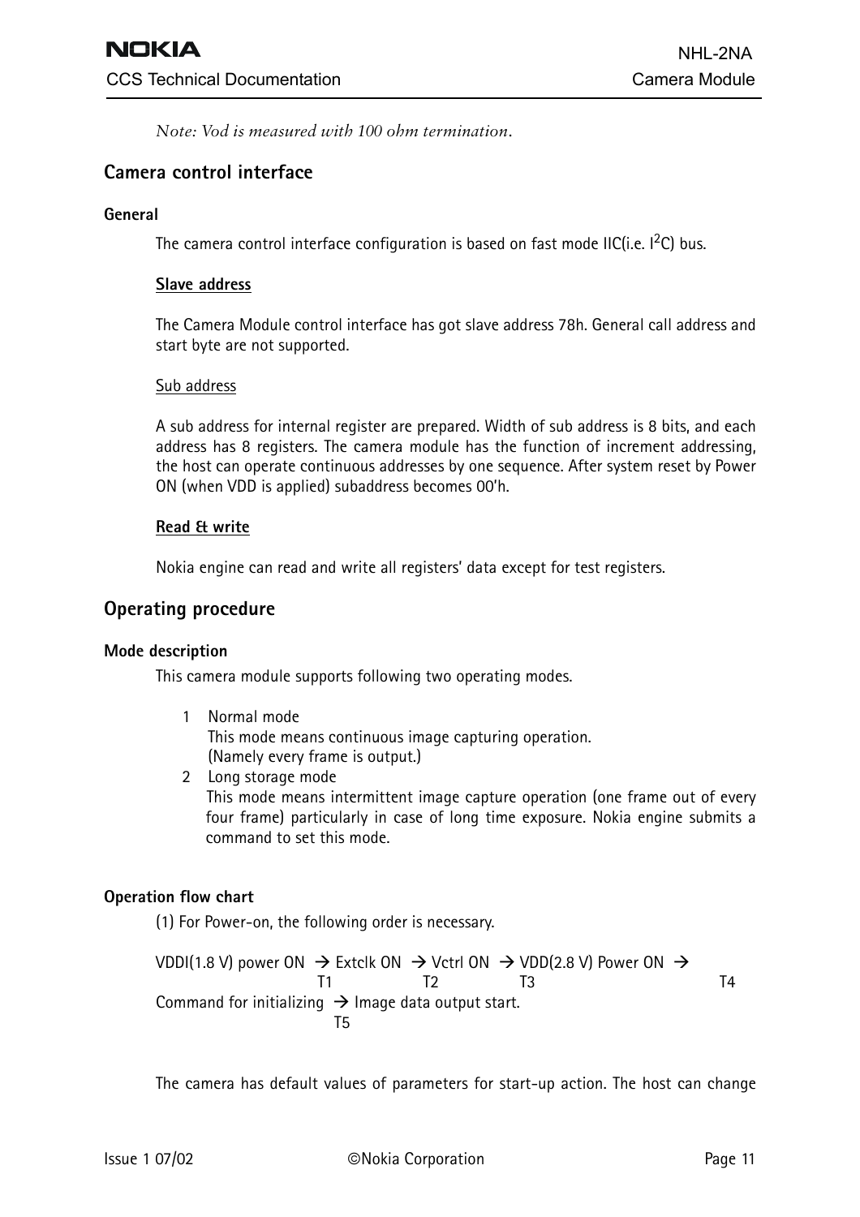*Note: Vod is measured with 100 ohm termination.*

## Camera control interface

### General

The camera control interface configuration is based on fast mode IIC(i.e. $I^2C$) bus.

**Slave address**

The Camera Module control interface has got slave address 78h. General call address and start byte are not supported.

Sub address

A sub address for internal register are prepared. Width of sub address is 8 bits, and each address has 8 registers. The camera module has the function of increment addressing, the host can operate continuous addresses by one sequence. After system reset by Power ON (when VDD is applied) subaddress becomes 00'h.

**Read & write**

Nokia engine can read and write all registers' data except for test registers.

## Operating procedure

### Mode description

This camera module supports following two operating modes.

1. Normal mode
   This mode means continuous image capturing operation.
   (Namely every frame is output.)
2. Long storage mode
   This mode means intermittent image capture operation (one frame out of every four frame) particularly in case of long time exposure. Nokia engine submits a command to set this mode.

### Operation flow chart

(1) For Power-on, the following order is necessary.

VDDI(1.8 V) power ON → Extclk ON → Vctrl ON → VDD(2.8 V) Power ON →
T1 T2 T3 T4
Command for initializing → Image data output start.
T5

The camera has default values of parameters for start-up action. The host can change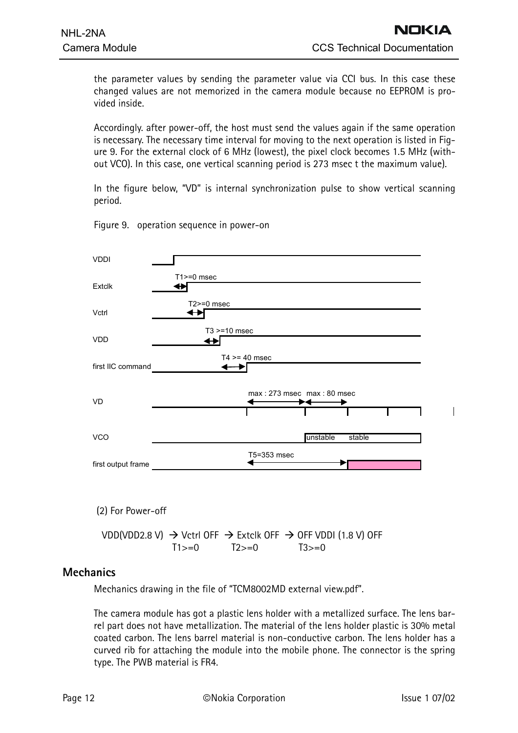the parameter values by sending the parameter value via CCI bus. In this case these changed values are not memorized in the camera module because no EEPROM is provided inside.

Accordingly. after power-off, the host must send the values again if the same operation is necessary. The necessary time interval for moving to the next operation is listed in Figure 9. For the external clock of 6 MHz (lowest), the pixel clock becomes 1.5 MHz (without VCO). In this case, one vertical scanning period is 273 msec t the maximum value).

In the figure below, "VD" is internal synchronization pulse to show vertical scanning period.

Figure 9. operation sequence in power-on

VDDI

Extclk — T1>=0 msec

Vctrl — T2>=0 msec

VDD — T3 >=10 msec

first IIC command — T4 >= 40 msec

VD — max : 273 msec, max : 80 msec

VCO — unstable, stable

first output frame — T5=353 msec

(2) For Power-off

VDD(VDD2.8 V) → Vctrl OFF → Extclk OFF → OFF VDDI (1.8 V) OFF
T1>=0 T2>=0 T3>=0

## Mechanics

Mechanics drawing in the file of "TCM8002MD external view.pdf".

The camera module has got a plastic lens holder with a metallized surface. The lens barrel part does not have metallization. The material of the lens holder plastic is 30% metal coated carbon. The lens barrel material is non-conductive carbon. The lens holder has a curved rib for attaching the module into the mobile phone. The connector is the spring type. The PWB material is FR4.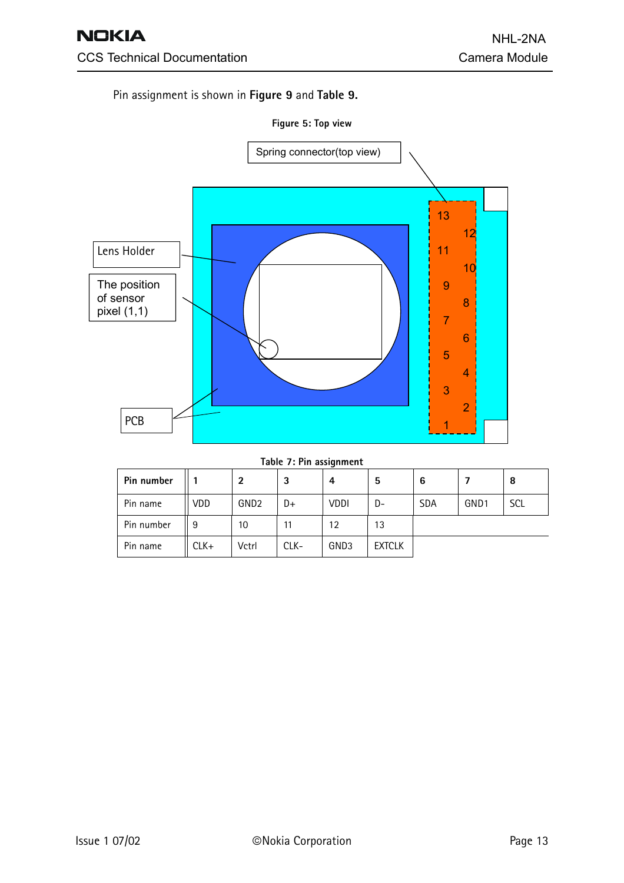Pin assignment is shown in **Figure 9** and **Table 9.**

**Figure 5: Top view**

Spring connector(top view)

Lens Holder

The position of sensor pixel (1,1)

PCB

13 12 11 10 9 8 7 6 5 4 3 2 1

**Table 7: Pin assignment**

| **Pin number** | **1** | **2** | **3** | **4** | **5** | **6** | **7** | **8** |
|---|---|---|---|---|---|---|---|---|
| Pin name | VDD | GND2 | D+ | VDDI | D- | SDA | GND1 | SCL |
| Pin number | 9 | 10 | 11 | 12 | 13 | | | |
| Pin name | CLK+ | Vctrl | CLK- | GND3 | EXTCLK | | | |